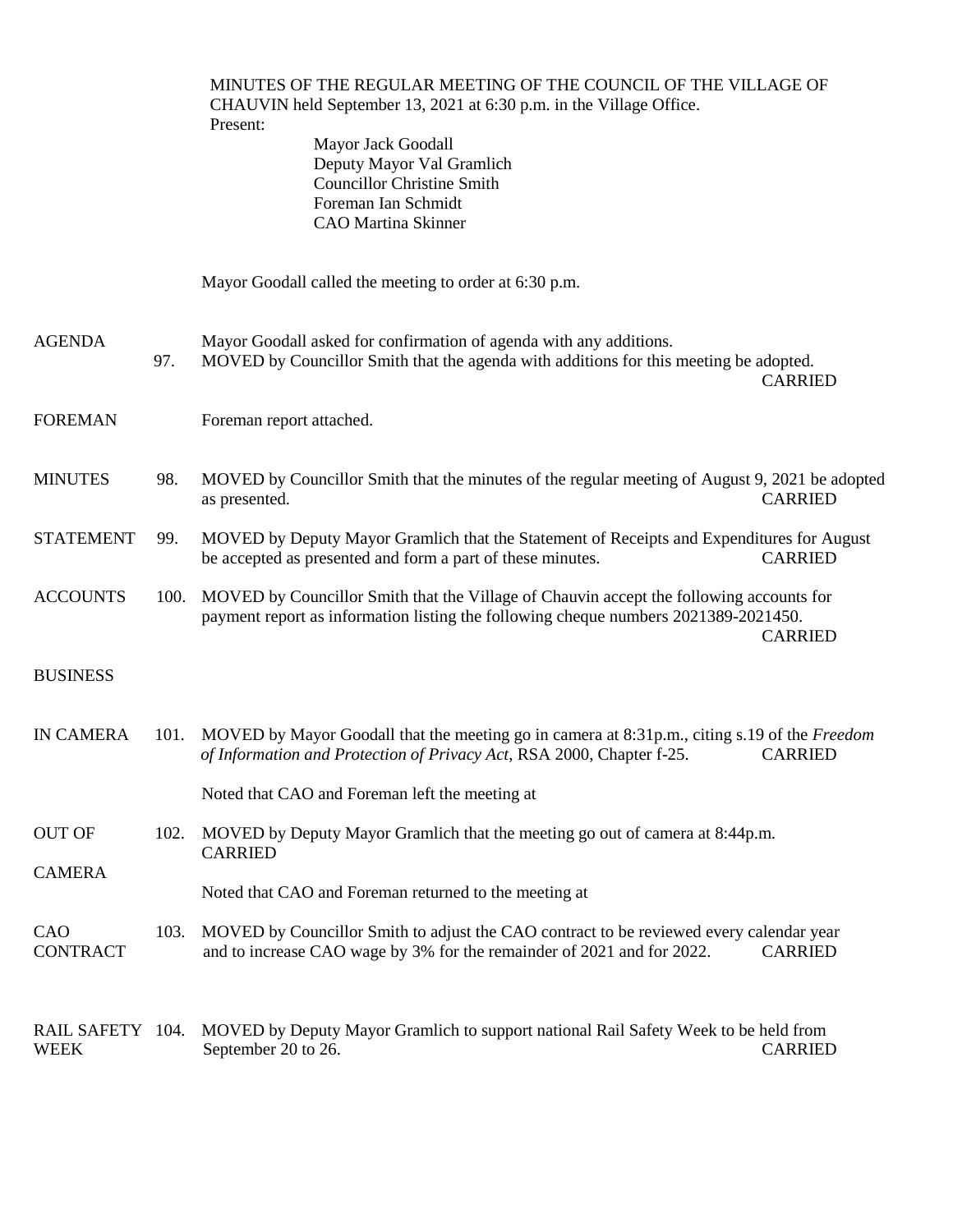MINUTES OF THE REGULAR MEETING OF THE COUNCIL OF THE VILLAGE OF CHAUVIN held September 13, 2021 at 6:30 p.m. in the Village Office.

Present:

Mayor Jack Goodall
Deputy Mayor Val Gramlich
Councillor Christine Smith
Foreman Ian Schmidt
CAO Martina Skinner

Mayor Goodall called the meeting to order at 6:30 p.m.

**AGENDA**

Mayor Goodall asked for confirmation of agenda with any additions.

97. MOVED by Councillor Smith that the agenda with additions for this meeting be adopted. CARRIED

**FOREMAN**

Foreman report attached.

**MINUTES**

98. MOVED by Councillor Smith that the minutes of the regular meeting of August 9, 2021 be adopted as presented. CARRIED

**STATEMENT**

99. MOVED by Deputy Mayor Gramlich that the Statement of Receipts and Expenditures for August be accepted as presented and form a part of these minutes. CARRIED

**ACCOUNTS**

100. MOVED by Councillor Smith that the Village of Chauvin accept the following accounts for payment report as information listing the following cheque numbers 2021389-2021450. CARRIED

**BUSINESS**

**IN CAMERA**

101. MOVED by Mayor Goodall that the meeting go in camera at 8:31p.m., citing s.19 of the *Freedom of Information and Protection of Privacy Act*, RSA 2000, Chapter f-25. CARRIED

Noted that CAO and Foreman left the meeting at

**OUT OF CAMERA**

102. MOVED by Deputy Mayor Gramlich that the meeting go out of camera at 8:44p.m. CARRIED

Noted that CAO and Foreman returned to the meeting at

**CAO CONTRACT**

103. MOVED by Councillor Smith to adjust the CAO contract to be reviewed every calendar year and to increase CAO wage by 3% for the remainder of 2021 and for 2022. CARRIED

**RAIL SAFETY WEEK**

104. MOVED by Deputy Mayor Gramlich to support national Rail Safety Week to be held from September 20 to 26. CARRIED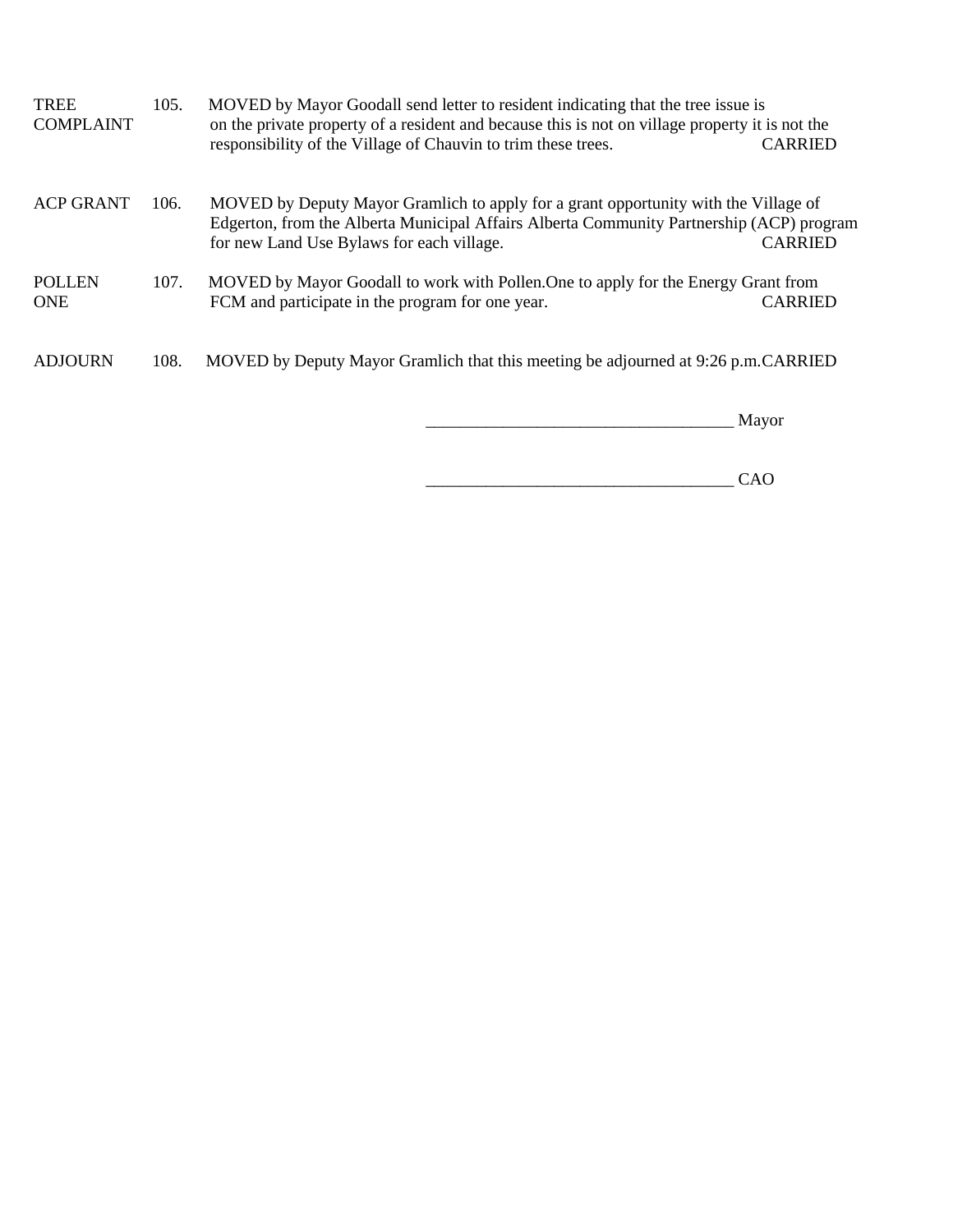| | | | |
|---|---|---|---|
| TREE COMPLAINT | 105. | MOVED by Mayor Goodall send letter to resident indicating that the tree issue is on the private property of a resident and because this is not on village property it is not the responsibility of the Village of Chauvin to trim these trees. | CARRIED |
| ACP GRANT | 106. | MOVED by Deputy Mayor Gramlich to apply for a grant opportunity with the Village of Edgerton, from the Alberta Municipal Affairs Alberta Community Partnership (ACP) program for new Land Use Bylaws for each village. | CARRIED |
| POLLEN ONE | 107. | MOVED by Mayor Goodall to work with Pollen.One to apply for the Energy Grant from FCM and participate in the program for one year. | CARRIED |
| ADJOURN | 108. | MOVED by Deputy Mayor Gramlich that this meeting be adjourned at 9:26 p.m. | CARRIED |

\_\_\_\_\_\_\_\_\_\_\_\_\_\_\_\_\_\_\_\_\_\_\_\_\_\_\_\_\_\_\_\_\_\_\_\_\_\_ Mayor

\_\_\_\_\_\_\_\_\_\_\_\_\_\_\_\_\_\_\_\_\_\_\_\_\_\_\_\_\_\_\_\_\_\_\_\_\_\_ CAO